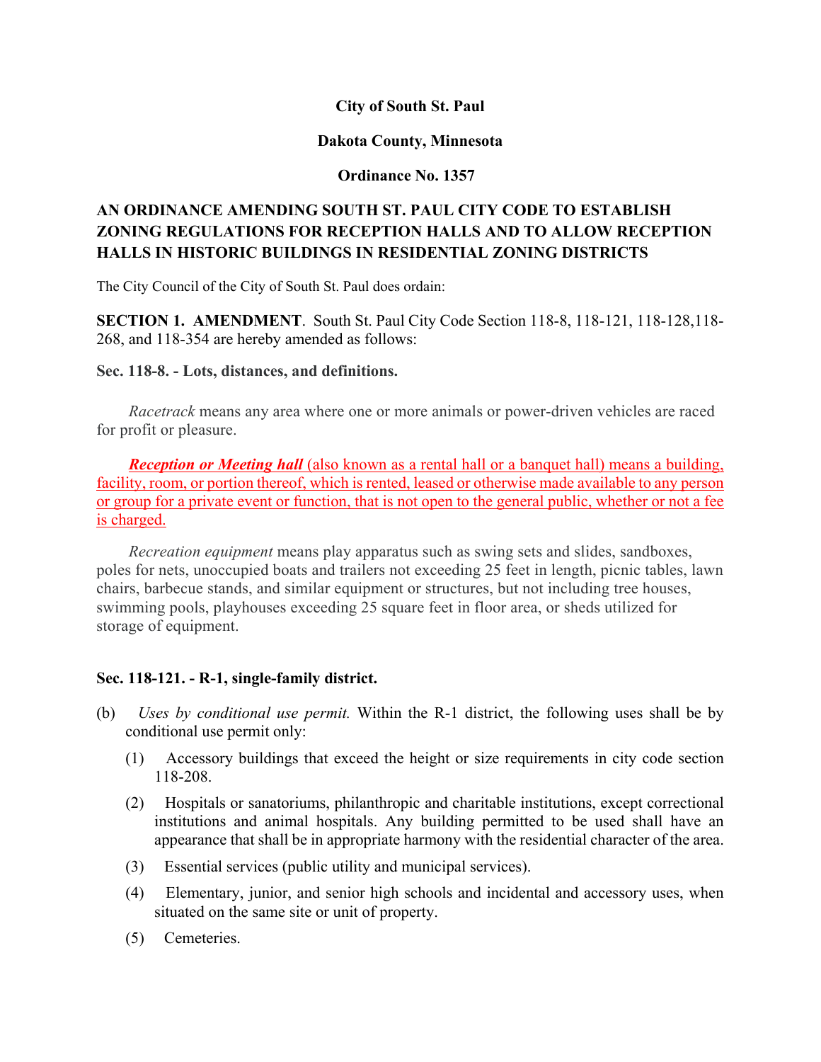**City of South St. Paul**

**Dakota County, Minnesota**

**Ordinance No. 1357**

**AN ORDINANCE AMENDING SOUTH ST. PAUL CITY CODE TO ESTABLISH ZONING REGULATIONS FOR RECEPTION HALLS AND TO ALLOW RECEPTION HALLS IN HISTORIC BUILDINGS IN RESIDENTIAL ZONING DISTRICTS**

The City Council of the City of South St. Paul does ordain:

**SECTION 1. AMENDMENT**. South St. Paul City Code Section 118-8, 118-121, 118-128,118-268, and 118-354 are hereby amended as follows:

**Sec. 118-8. - Lots, distances, and definitions.**

*Racetrack* means any area where one or more animals or power-driven vehicles are raced for profit or pleasure.

<u>***Reception or Meeting hall*** (also known as a rental hall or a banquet hall) means a building, facility, room, or portion thereof, which is rented, leased or otherwise made available to any person or group for a private event or function, that is not open to the general public, whether or not a fee is charged.</u>

*Recreation equipment* means play apparatus such as swing sets and slides, sandboxes, poles for nets, unoccupied boats and trailers not exceeding 25 feet in length, picnic tables, lawn chairs, barbecue stands, and similar equipment or structures, but not including tree houses, swimming pools, playhouses exceeding 25 square feet in floor area, or sheds utilized for storage of equipment.

**Sec. 118-121. - R-1, single-family district.**

(b) *Uses by conditional use permit.* Within the R-1 district, the following uses shall be by conditional use permit only:

(1) Accessory buildings that exceed the height or size requirements in city code section 118-208.

(2) Hospitals or sanatoriums, philanthropic and charitable institutions, except correctional institutions and animal hospitals. Any building permitted to be used shall have an appearance that shall be in appropriate harmony with the residential character of the area.

(3) Essential services (public utility and municipal services).

(4) Elementary, junior, and senior high schools and incidental and accessory uses, when situated on the same site or unit of property.

(5) Cemeteries.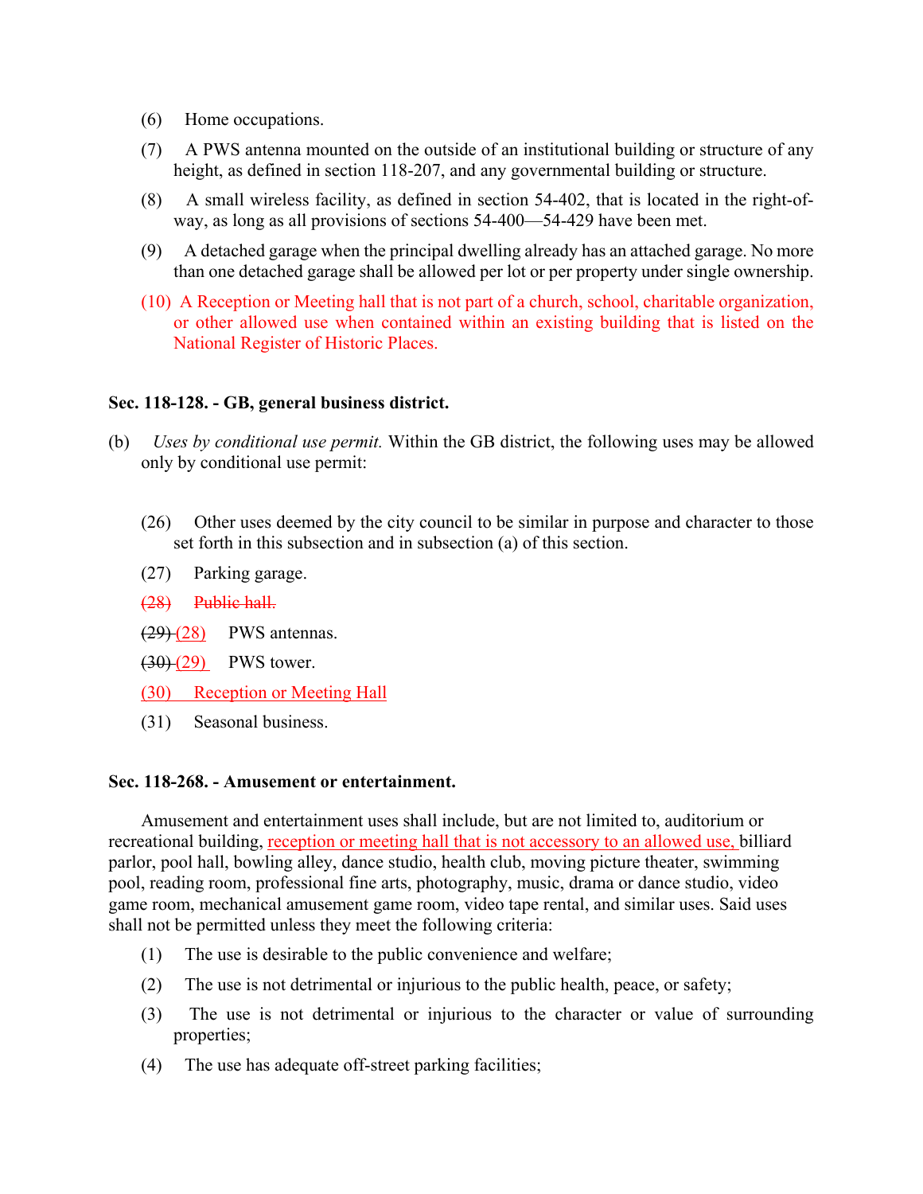(6) Home occupations.

(7) A PWS antenna mounted on the outside of an institutional building or structure of any height, as defined in section 118-207, and any governmental building or structure.

(8) A small wireless facility, as defined in section 54-402, that is located in the right-of-way, as long as all provisions of sections 54-400—54-429 have been met.

(9) A detached garage when the principal dwelling already has an attached garage. No more than one detached garage shall be allowed per lot or per property under single ownership.

(10) A Reception or Meeting hall that is not part of a church, school, charitable organization, or other allowed use when contained within an existing building that is listed on the National Register of Historic Places.

**Sec. 118-128. - GB, general business district.**

(b) *Uses by conditional use permit.* Within the GB district, the following uses may be allowed only by conditional use permit:

(26) Other uses deemed by the city council to be similar in purpose and character to those set forth in this subsection and in subsection (a) of this section.

(27) Parking garage.

~~(28) Public hall.~~

~~(29)~~ (28) PWS antennas.

~~(30)~~ (29) PWS tower.

(30) Reception or Meeting Hall

(31) Seasonal business.

**Sec. 118-268. - Amusement or entertainment.**

Amusement and entertainment uses shall include, but are not limited to, auditorium or recreational building, reception or meeting hall that is not accessory to an allowed use, billiard parlor, pool hall, bowling alley, dance studio, health club, moving picture theater, swimming pool, reading room, professional fine arts, photography, music, drama or dance studio, video game room, mechanical amusement game room, video tape rental, and similar uses. Said uses shall not be permitted unless they meet the following criteria:

(1) The use is desirable to the public convenience and welfare;

(2) The use is not detrimental or injurious to the public health, peace, or safety;

(3) The use is not detrimental or injurious to the character or value of surrounding properties;

(4) The use has adequate off-street parking facilities;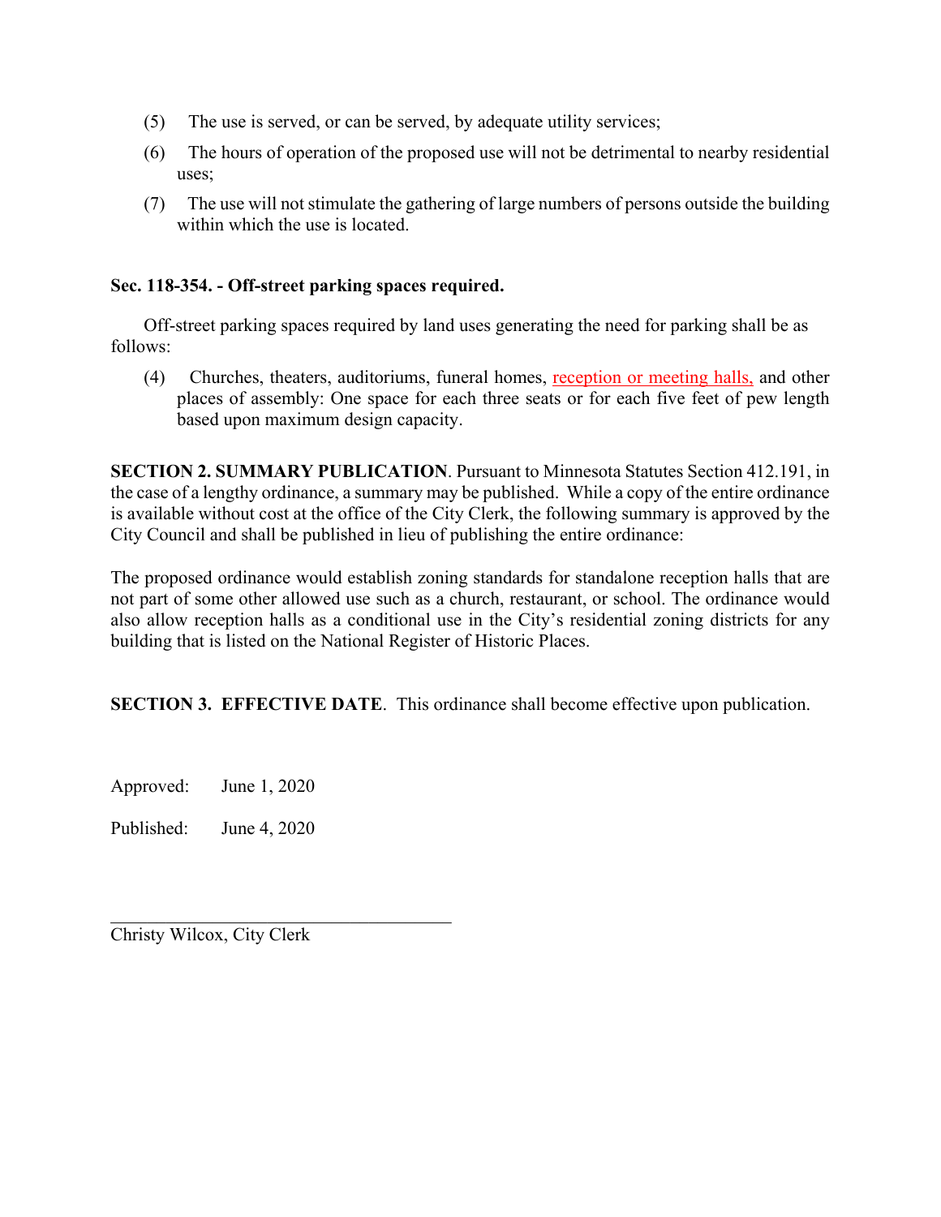(5) The use is served, or can be served, by adequate utility services;

(6) The hours of operation of the proposed use will not be detrimental to nearby residential uses;

(7) The use will not stimulate the gathering of large numbers of persons outside the building within which the use is located.

**Sec. 118-354. - Off-street parking spaces required.**

Off-street parking spaces required by land uses generating the need for parking shall be as follows:

(4) Churches, theaters, auditoriums, funeral homes, reception or meeting halls, and other places of assembly: One space for each three seats or for each five feet of pew length based upon maximum design capacity.

**SECTION 2. SUMMARY PUBLICATION**. Pursuant to Minnesota Statutes Section 412.191, in the case of a lengthy ordinance, a summary may be published. While a copy of the entire ordinance is available without cost at the office of the City Clerk, the following summary is approved by the City Council and shall be published in lieu of publishing the entire ordinance:

The proposed ordinance would establish zoning standards for standalone reception halls that are not part of some other allowed use such as a church, restaurant, or school. The ordinance would also allow reception halls as a conditional use in the City's residential zoning districts for any building that is listed on the National Register of Historic Places.

**SECTION 3. EFFECTIVE DATE**. This ordinance shall become effective upon publication.

Approved: June 1, 2020

Published: June 4, 2020

\_\_\_\_\_\_\_\_\_\_\_\_\_\_\_\_\_\_\_\_\_\_\_\_\_\_\_\_\_\_\_\_\_\_\_\_\_\_\_\_

Christy Wilcox, City Clerk